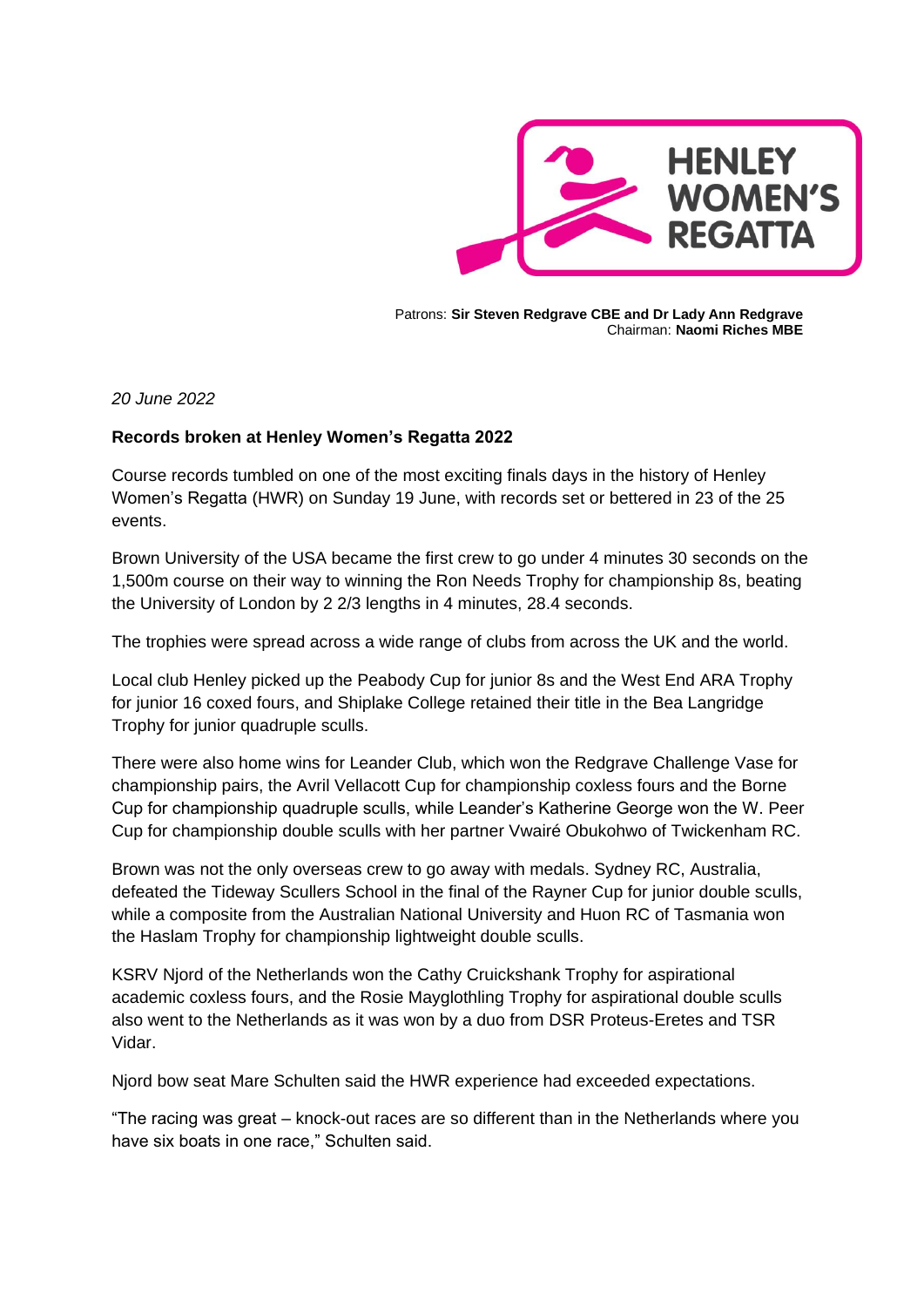HENLEY WOMEN'S REGATTA

Patrons: **Sir Steven Redgrave CBE and Dr Lady Ann Redgrave**
Chairman: **Naomi Riches MBE**

*20 June 2022*

**Records broken at Henley Women's Regatta 2022**

Course records tumbled on one of the most exciting finals days in the history of Henley Women's Regatta (HWR) on Sunday 19 June, with records set or bettered in 23 of the 25 events.

Brown University of the USA became the first crew to go under 4 minutes 30 seconds on the 1,500m course on their way to winning the Ron Needs Trophy for championship 8s, beating the University of London by 2 2/3 lengths in 4 minutes, 28.4 seconds.

The trophies were spread across a wide range of clubs from across the UK and the world.

Local club Henley picked up the Peabody Cup for junior 8s and the West End ARA Trophy for junior 16 coxed fours, and Shiplake College retained their title in the Bea Langridge Trophy for junior quadruple sculls.

There were also home wins for Leander Club, which won the Redgrave Challenge Vase for championship pairs, the Avril Vellacott Cup for championship coxless fours and the Borne Cup for championship quadruple sculls, while Leander's Katherine George won the W. Peer Cup for championship double sculls with her partner Vwairé Obukohwo of Twickenham RC.

Brown was not the only overseas crew to go away with medals. Sydney RC, Australia, defeated the Tideway Scullers School in the final of the Rayner Cup for junior double sculls, while a composite from the Australian National University and Huon RC of Tasmania won the Haslam Trophy for championship lightweight double sculls.

KSRV Njord of the Netherlands won the Cathy Cruickshank Trophy for aspirational academic coxless fours, and the Rosie Mayglothling Trophy for aspirational double sculls also went to the Netherlands as it was won by a duo from DSR Proteus-Eretes and TSR Vidar.

Njord bow seat Mare Schulten said the HWR experience had exceeded expectations.

"The racing was great – knock-out races are so different than in the Netherlands where you have six boats in one race," Schulten said.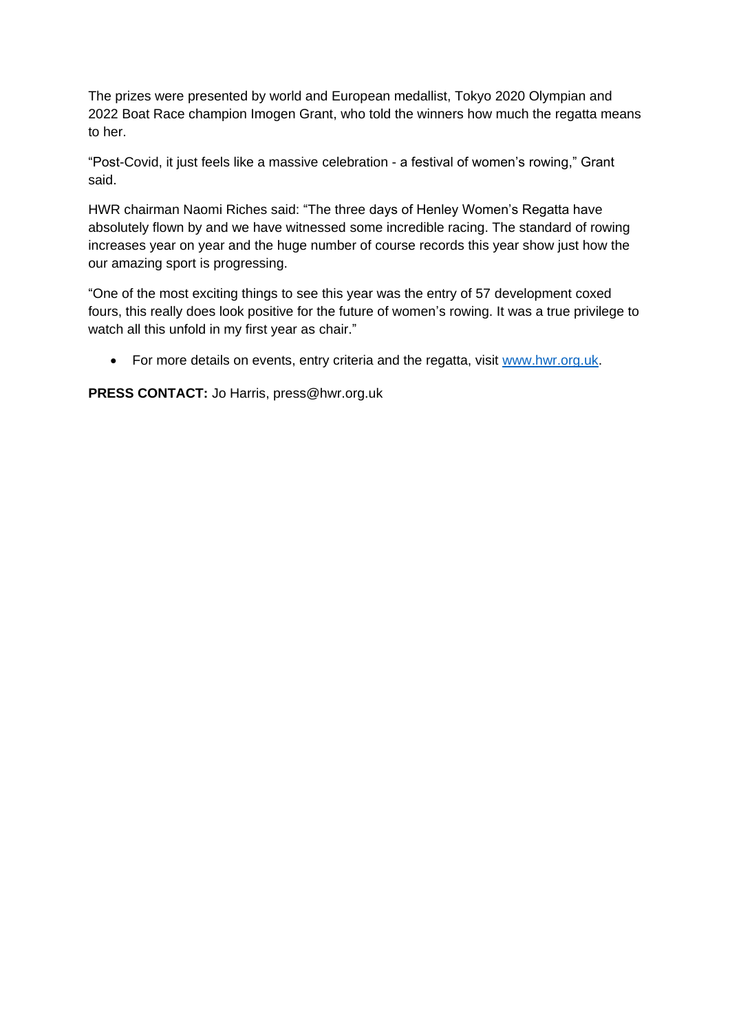The prizes were presented by world and European medallist, Tokyo 2020 Olympian and 2022 Boat Race champion Imogen Grant, who told the winners how much the regatta means to her.

"Post-Covid, it just feels like a massive celebration - a festival of women's rowing," Grant said.

HWR chairman Naomi Riches said: "The three days of Henley Women's Regatta have absolutely flown by and we have witnessed some incredible racing. The standard of rowing increases year on year and the huge number of course records this year show just how the our amazing sport is progressing.

"One of the most exciting things to see this year was the entry of 57 development coxed fours, this really does look positive for the future of women's rowing. It was a true privilege to watch all this unfold in my first year as chair."

- For more details on events, entry criteria and the regatta, visit [www.hwr.org.uk](http://www.hwr.org.uk).

**PRESS CONTACT:** Jo Harris, press@hwr.org.uk